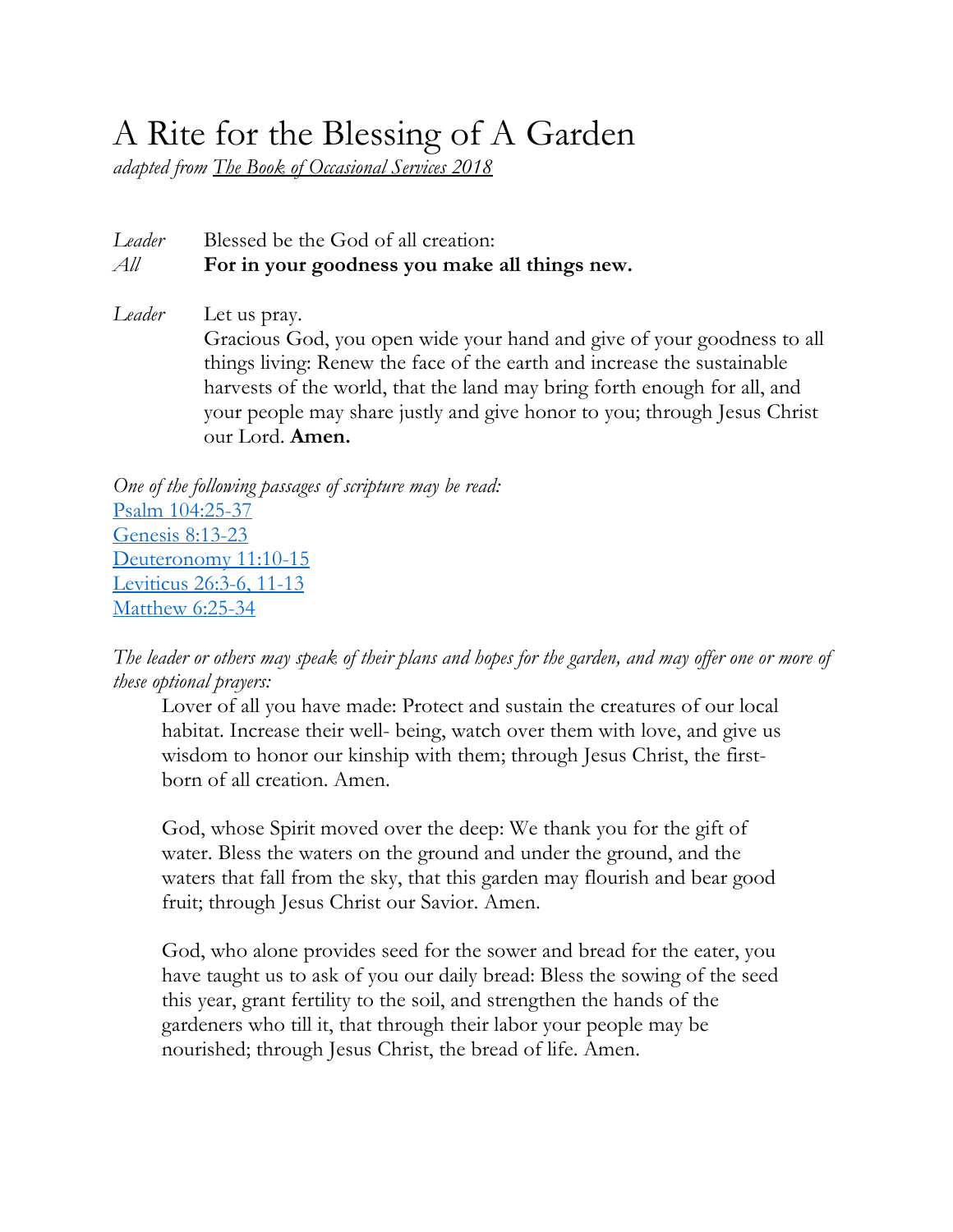# A Rite for the Blessing of A Garden

*adapted from The Book of Occasional Services 2018*

*Leader* Blessed be the God of all creation:
*All* **For in your goodness you make all things new.**

*Leader* Let us pray.
Gracious God, you open wide your hand and give of your goodness to all things living: Renew the face of the earth and increase the sustainable harvests of the world, that the land may bring forth enough for all, and your people may share justly and give honor to you; through Jesus Christ our Lord. **Amen.**

*One of the following passages of scripture may be read:*

Psalm 104:25-37
Genesis 8:13-23
Deuteronomy 11:10-15
Leviticus 26:3-6, 11-13
Matthew 6:25-34

*The leader or others may speak of their plans and hopes for the garden, and may offer one or more of these optional prayers:*

Lover of all you have made: Protect and sustain the creatures of our local habitat. Increase their well- being, watch over them with love, and give us wisdom to honor our kinship with them; through Jesus Christ, the first-born of all creation. Amen.

God, whose Spirit moved over the deep: We thank you for the gift of water. Bless the waters on the ground and under the ground, and the waters that fall from the sky, that this garden may flourish and bear good fruit; through Jesus Christ our Savior. Amen.

God, who alone provides seed for the sower and bread for the eater, you have taught us to ask of you our daily bread: Bless the sowing of the seed this year, grant fertility to the soil, and strengthen the hands of the gardeners who till it, that through their labor your people may be nourished; through Jesus Christ, the bread of life. Amen.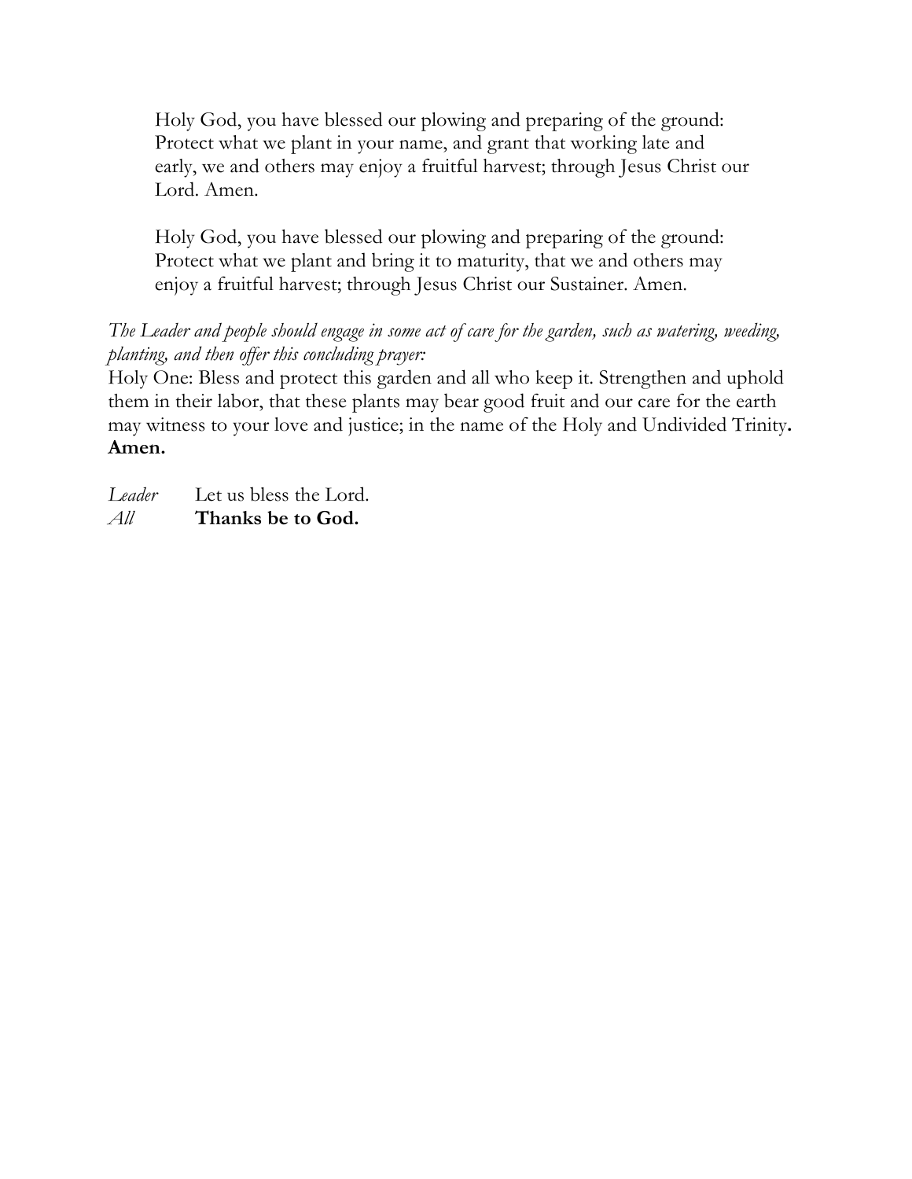Holy God, you have blessed our plowing and preparing of the ground: Protect what we plant in your name, and grant that working late and early, we and others may enjoy a fruitful harvest; through Jesus Christ our Lord. Amen.

Holy God, you have blessed our plowing and preparing of the ground: Protect what we plant and bring it to maturity, that we and others may enjoy a fruitful harvest; through Jesus Christ our Sustainer. Amen.

*The Leader and people should engage in some act of care for the garden, such as watering, weeding, planting, and then offer this concluding prayer:*

Holy One: Bless and protect this garden and all who keep it. Strengthen and uphold them in their labor, that these plants may bear good fruit and our care for the earth may witness to your love and justice; in the name of the Holy and Undivided Trinity**.** **Amen.**

*Leader* Let us bless the Lord.
*All* **Thanks be to God.**